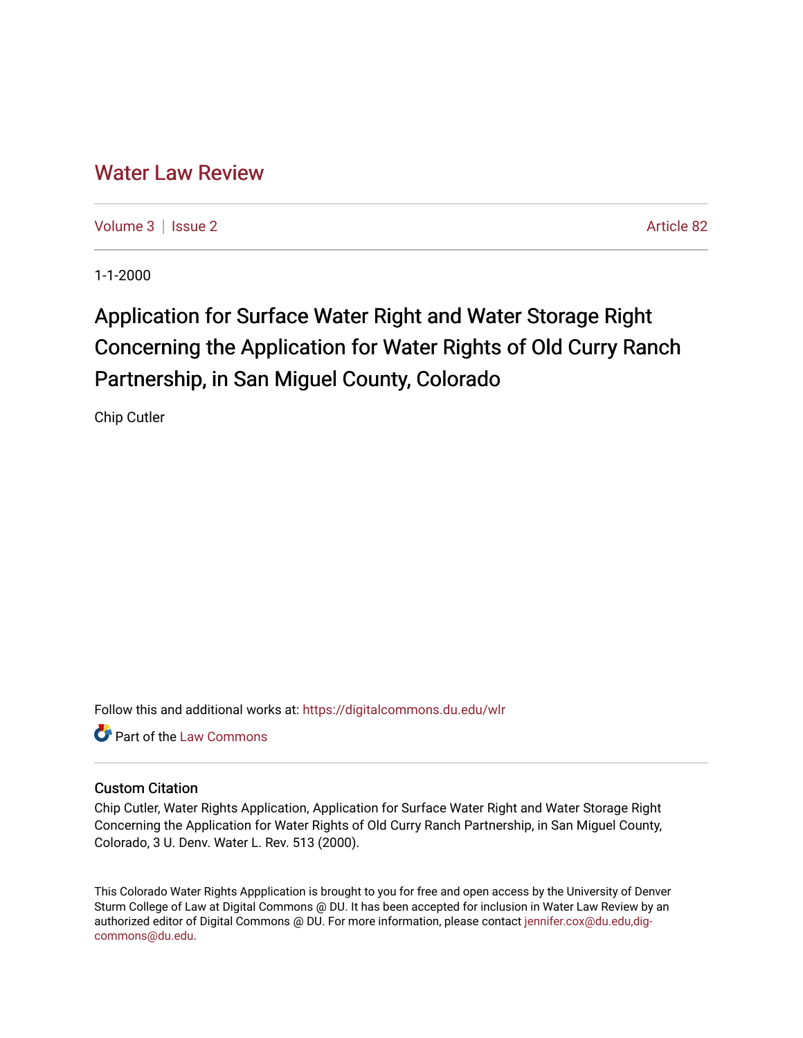# Water Law Review

Volume 3 | Issue 2 Article 82

1-1-2000

# Application for Surface Water Right and Water Storage Right Concerning the Application for Water Rights of Old Curry Ranch Partnership, in San Miguel County, Colorado

Chip Cutler

Follow this and additional works at: https://digitalcommons.du.edu/wlr

Part of the Law Commons

## Custom Citation

Chip Cutler, Water Rights Application, Application for Surface Water Right and Water Storage Right Concerning the Application for Water Rights of Old Curry Ranch Partnership, in San Miguel County, Colorado, 3 U. Denv. Water L. Rev. 513 (2000).

This Colorado Water Rights Appplication is brought to you for free and open access by the University of Denver Sturm College of Law at Digital Commons @ DU. It has been accepted for inclusion in Water Law Review by an authorized editor of Digital Commons @ DU. For more information, please contact jennifer.cox@du.edu,dig-commons@du.edu.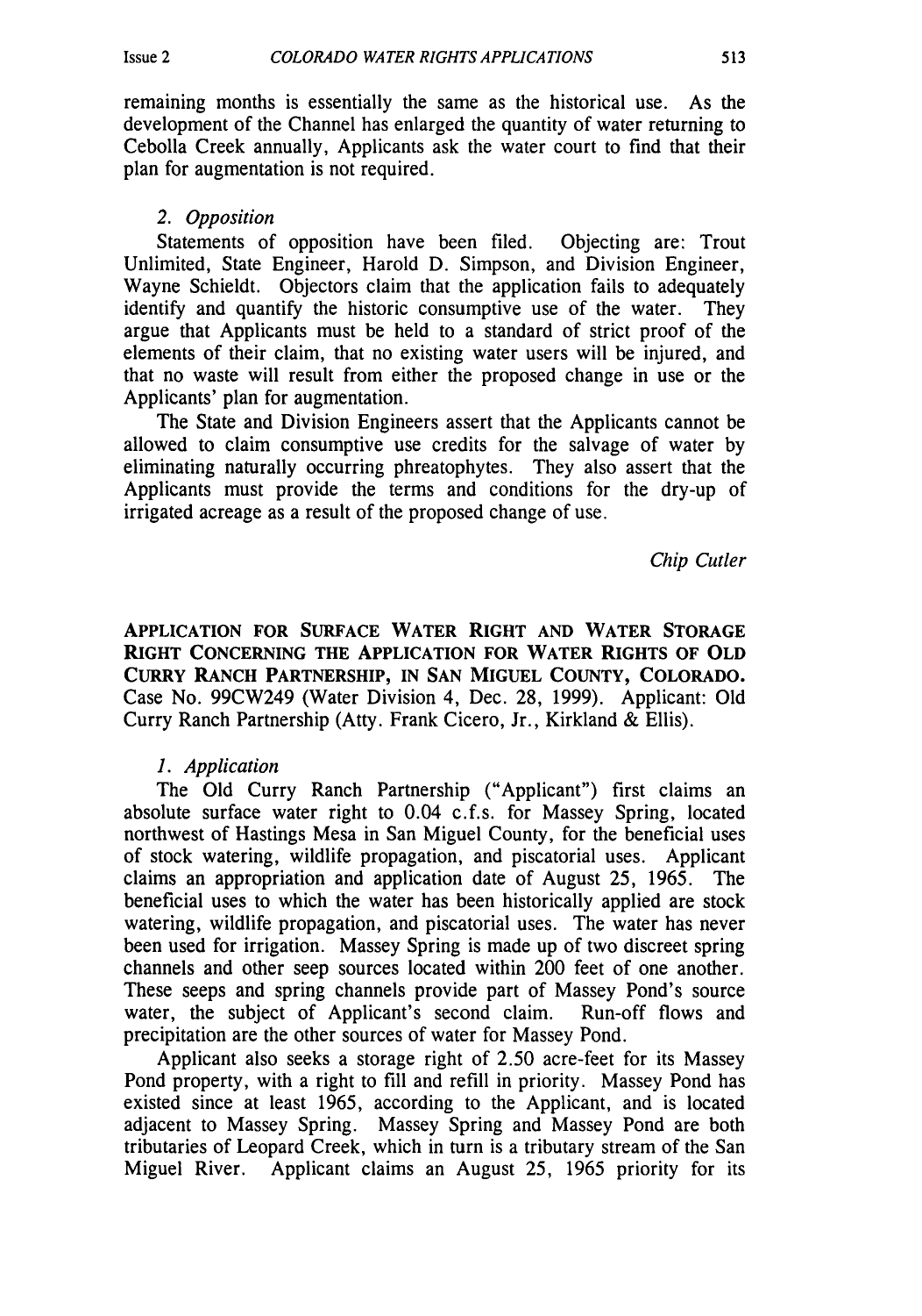remaining months is essentially the same as the historical use. As the development of the Channel has enlarged the quantity of water returning to Cebolla Creek annually, Applicants ask the water court to find that their plan for augmentation is not required.

*2. Opposition*

Statements of opposition have been filed. Objecting are: Trout Unlimited, State Engineer, Harold D. Simpson, and Division Engineer, Wayne Schieldt. Objectors claim that the application fails to adequately identify and quantify the historic consumptive use of the water. They argue that Applicants must be held to a standard of strict proof of the elements of their claim, that no existing water users will be injured, and that no waste will result from either the proposed change in use or the Applicants' plan for augmentation.

The State and Division Engineers assert that the Applicants cannot be allowed to claim consumptive use credits for the salvage of water by eliminating naturally occurring phreatophytes. They also assert that the Applicants must provide the terms and conditions for the dry-up of irrigated acreage as a result of the proposed change of use.

*Chip Cutler*

**APPLICATION FOR SURFACE WATER RIGHT AND WATER STORAGE RIGHT CONCERNING THE APPLICATION FOR WATER RIGHTS OF OLD CURRY RANCH PARTNERSHIP, IN SAN MIGUEL COUNTY, COLORADO.** Case No. 99CW249 (Water Division 4, Dec. 28, 1999). Applicant: Old Curry Ranch Partnership (Atty. Frank Cicero, Jr., Kirkland & Ellis).

*1. Application*

The Old Curry Ranch Partnership ("Applicant") first claims an absolute surface water right to 0.04 c.f.s. for Massey Spring, located northwest of Hastings Mesa in San Miguel County, for the beneficial uses of stock watering, wildlife propagation, and piscatorial uses. Applicant claims an appropriation and application date of August 25, 1965. The beneficial uses to which the water has been historically applied are stock watering, wildlife propagation, and piscatorial uses. The water has never been used for irrigation. Massey Spring is made up of two discreet spring channels and other seep sources located within 200 feet of one another. These seeps and spring channels provide part of Massey Pond's source water, the subject of Applicant's second claim. Run-off flows and precipitation are the other sources of water for Massey Pond.

Applicant also seeks a storage right of 2.50 acre-feet for its Massey Pond property, with a right to fill and refill in priority. Massey Pond has existed since at least 1965, according to the Applicant, and is located adjacent to Massey Spring. Massey Spring and Massey Pond are both tributaries of Leopard Creek, which in turn is a tributary stream of the San Miguel River. Applicant claims an August 25, 1965 priority for its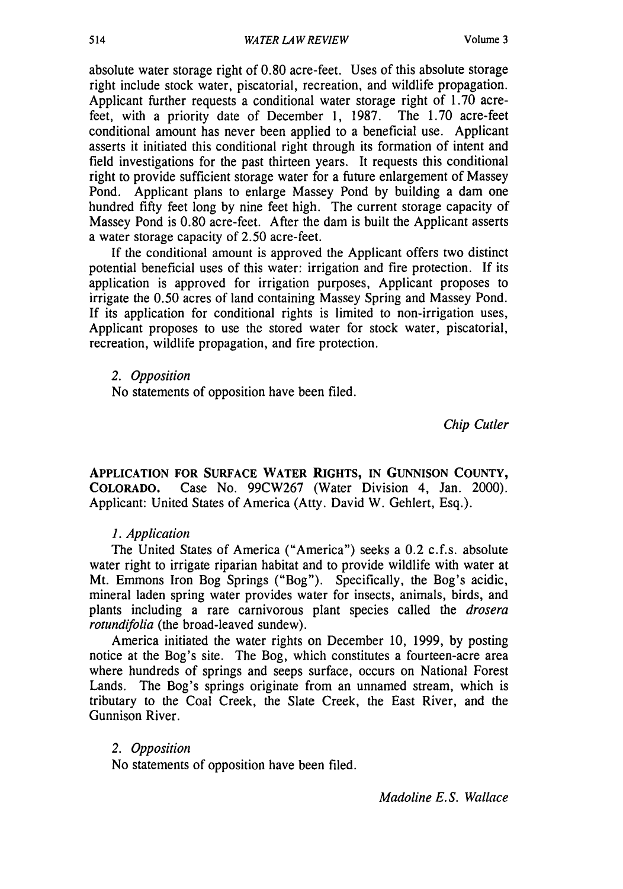absolute water storage right of 0.80 acre-feet. Uses of this absolute storage right include stock water, piscatorial, recreation, and wildlife propagation. Applicant further requests a conditional water storage right of 1.70 acre-feet, with a priority date of December 1, 1987. The 1.70 acre-feet conditional amount has never been applied to a beneficial use. Applicant asserts it initiated this conditional right through its formation of intent and field investigations for the past thirteen years. It requests this conditional right to provide sufficient storage water for a future enlargement of Massey Pond. Applicant plans to enlarge Massey Pond by building a dam one hundred fifty feet long by nine feet high. The current storage capacity of Massey Pond is 0.80 acre-feet. After the dam is built the Applicant asserts a water storage capacity of 2.50 acre-feet.

If the conditional amount is approved the Applicant offers two distinct potential beneficial uses of this water: irrigation and fire protection. If its application is approved for irrigation purposes, Applicant proposes to irrigate the 0.50 acres of land containing Massey Spring and Massey Pond. If its application for conditional rights is limited to non-irrigation uses, Applicant proposes to use the stored water for stock water, piscatorial, recreation, wildlife propagation, and fire protection.

*2. Opposition*

No statements of opposition have been filed.

*Chip Cutler*

**APPLICATION FOR SURFACE WATER RIGHTS, IN GUNNISON COUNTY, COLORADO.** Case No. 99CW267 (Water Division 4, Jan. 2000). Applicant: United States of America (Atty. David W. Gehlert, Esq.).

*1. Application*

The United States of America ("America") seeks a 0.2 c.f.s. absolute water right to irrigate riparian habitat and to provide wildlife with water at Mt. Emmons Iron Bog Springs ("Bog"). Specifically, the Bog's acidic, mineral laden spring water provides water for insects, animals, birds, and plants including a rare carnivorous plant species called the *drosera rotundifolia* (the broad-leaved sundew).

America initiated the water rights on December 10, 1999, by posting notice at the Bog's site. The Bog, which constitutes a fourteen-acre area where hundreds of springs and seeps surface, occurs on National Forest Lands. The Bog's springs originate from an unnamed stream, which is tributary to the Coal Creek, the Slate Creek, the East River, and the Gunnison River.

*2. Opposition*

No statements of opposition have been filed.

*Madoline E.S. Wallace*